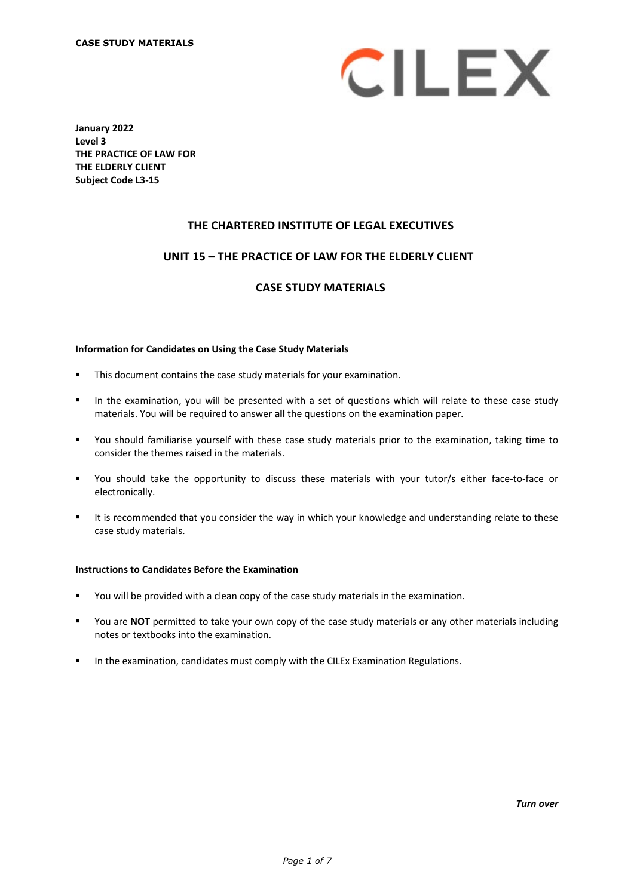**CASE STUDY MATERIALS**

CILEX

**January 2022**
**Level 3**
**THE PRACTICE OF LAW FOR THE ELDERLY CLIENT**
**Subject Code L3-15**

## THE CHARTERED INSTITUTE OF LEGAL EXECUTIVES

## UNIT 15 – THE PRACTICE OF LAW FOR THE ELDERLY CLIENT

## CASE STUDY MATERIALS

**Information for Candidates on Using the Case Study Materials**

- This document contains the case study materials for your examination.
- In the examination, you will be presented with a set of questions which will relate to these case study materials. You will be required to answer **all** the questions on the examination paper.
- You should familiarise yourself with these case study materials prior to the examination, taking time to consider the themes raised in the materials.
- You should take the opportunity to discuss these materials with your tutor/s either face-to-face or electronically.
- It is recommended that you consider the way in which your knowledge and understanding relate to these case study materials.

**Instructions to Candidates Before the Examination**

- You will be provided with a clean copy of the case study materials in the examination.
- You are **NOT** permitted to take your own copy of the case study materials or any other materials including notes or textbooks into the examination.
- In the examination, candidates must comply with the CILEx Examination Regulations.

***Turn over***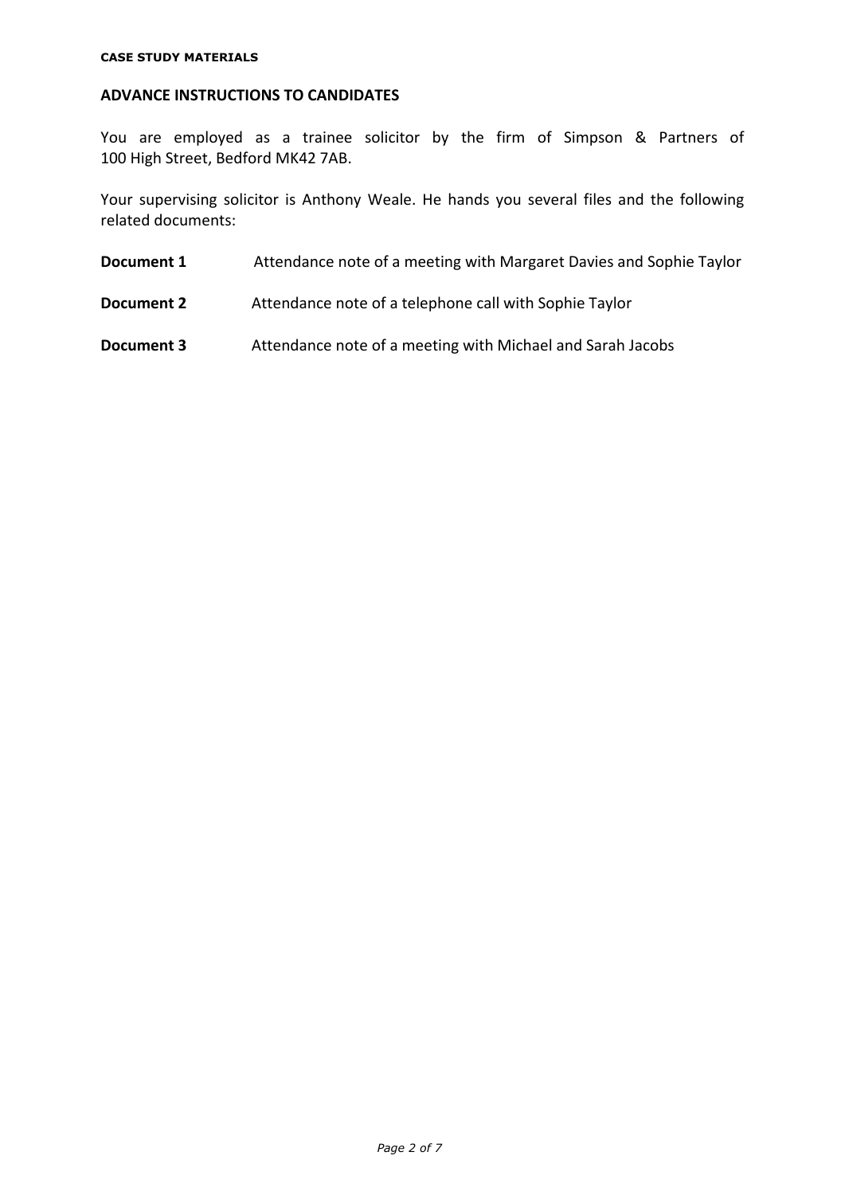**CASE STUDY MATERIALS**

## ADVANCE INSTRUCTIONS TO CANDIDATES

You are employed as a trainee solicitor by the firm of Simpson & Partners of 100 High Street, Bedford MK42 7AB.

Your supervising solicitor is Anthony Weale. He hands you several files and the following related documents:

| | |
|---|---|
| **Document 1** | Attendance note of a meeting with Margaret Davies and Sophie Taylor |
| **Document 2** | Attendance note of a telephone call with Sophie Taylor |
| **Document 3** | Attendance note of a meeting with Michael and Sarah Jacobs |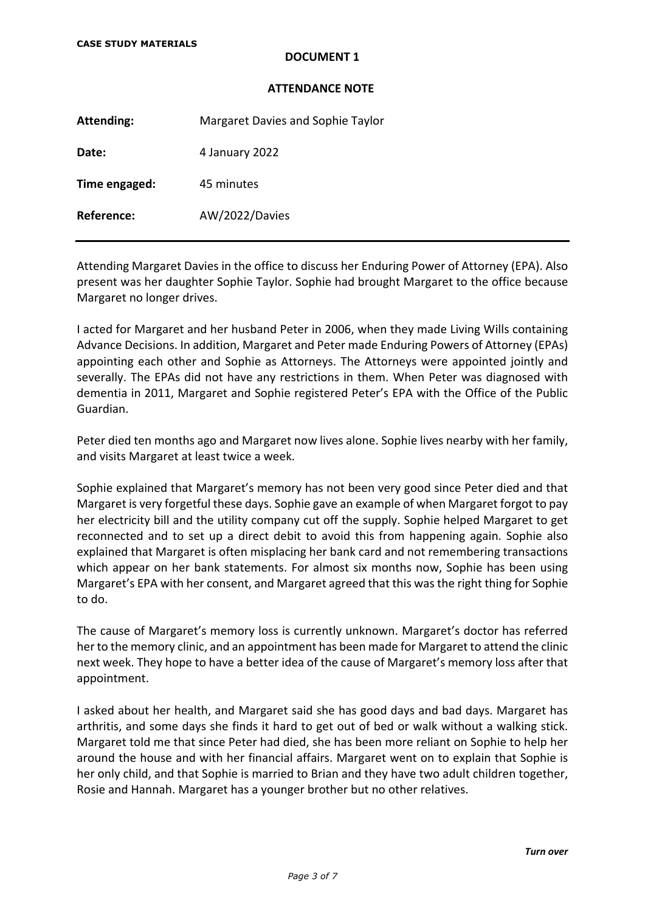**CASE STUDY MATERIALS**

**DOCUMENT 1**

**ATTENDANCE NOTE**

| | |
|---|---|
| **Attending:** | Margaret Davies and Sophie Taylor |
| **Date:** | 4 January 2022 |
| **Time engaged:** | 45 minutes |
| **Reference:** | AW/2022/Davies |

---

Attending Margaret Davies in the office to discuss her Enduring Power of Attorney (EPA). Also present was her daughter Sophie Taylor. Sophie had brought Margaret to the office because Margaret no longer drives.

I acted for Margaret and her husband Peter in 2006, when they made Living Wills containing Advance Decisions. In addition, Margaret and Peter made Enduring Powers of Attorney (EPAs) appointing each other and Sophie as Attorneys. The Attorneys were appointed jointly and severally. The EPAs did not have any restrictions in them. When Peter was diagnosed with dementia in 2011, Margaret and Sophie registered Peter's EPA with the Office of the Public Guardian.

Peter died ten months ago and Margaret now lives alone. Sophie lives nearby with her family, and visits Margaret at least twice a week.

Sophie explained that Margaret's memory has not been very good since Peter died and that Margaret is very forgetful these days. Sophie gave an example of when Margaret forgot to pay her electricity bill and the utility company cut off the supply. Sophie helped Margaret to get reconnected and to set up a direct debit to avoid this from happening again. Sophie also explained that Margaret is often misplacing her bank card and not remembering transactions which appear on her bank statements. For almost six months now, Sophie has been using Margaret's EPA with her consent, and Margaret agreed that this was the right thing for Sophie to do.

The cause of Margaret's memory loss is currently unknown. Margaret's doctor has referred her to the memory clinic, and an appointment has been made for Margaret to attend the clinic next week. They hope to have a better idea of the cause of Margaret's memory loss after that appointment.

I asked about her health, and Margaret said she has good days and bad days. Margaret has arthritis, and some days she finds it hard to get out of bed or walk without a walking stick. Margaret told me that since Peter had died, she has been more reliant on Sophie to help her around the house and with her financial affairs. Margaret went on to explain that Sophie is her only child, and that Sophie is married to Brian and they have two adult children together, Rosie and Hannah. Margaret has a younger brother but no other relatives.

***Turn over***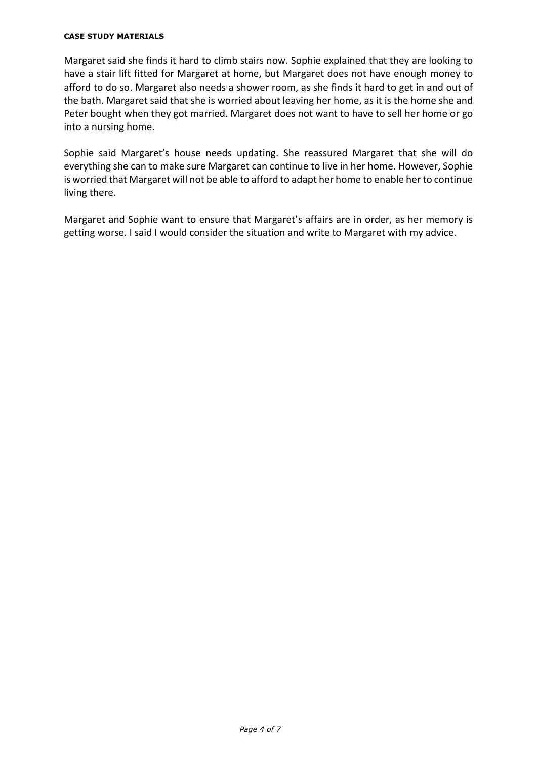Margaret said she finds it hard to climb stairs now. Sophie explained that they are looking to have a stair lift fitted for Margaret at home, but Margaret does not have enough money to afford to do so. Margaret also needs a shower room, as she finds it hard to get in and out of the bath. Margaret said that she is worried about leaving her home, as it is the home she and Peter bought when they got married. Margaret does not want to have to sell her home or go into a nursing home.

Sophie said Margaret's house needs updating. She reassured Margaret that she will do everything she can to make sure Margaret can continue to live in her home. However, Sophie is worried that Margaret will not be able to afford to adapt her home to enable her to continue living there.

Margaret and Sophie want to ensure that Margaret's affairs are in order, as her memory is getting worse. I said I would consider the situation and write to Margaret with my advice.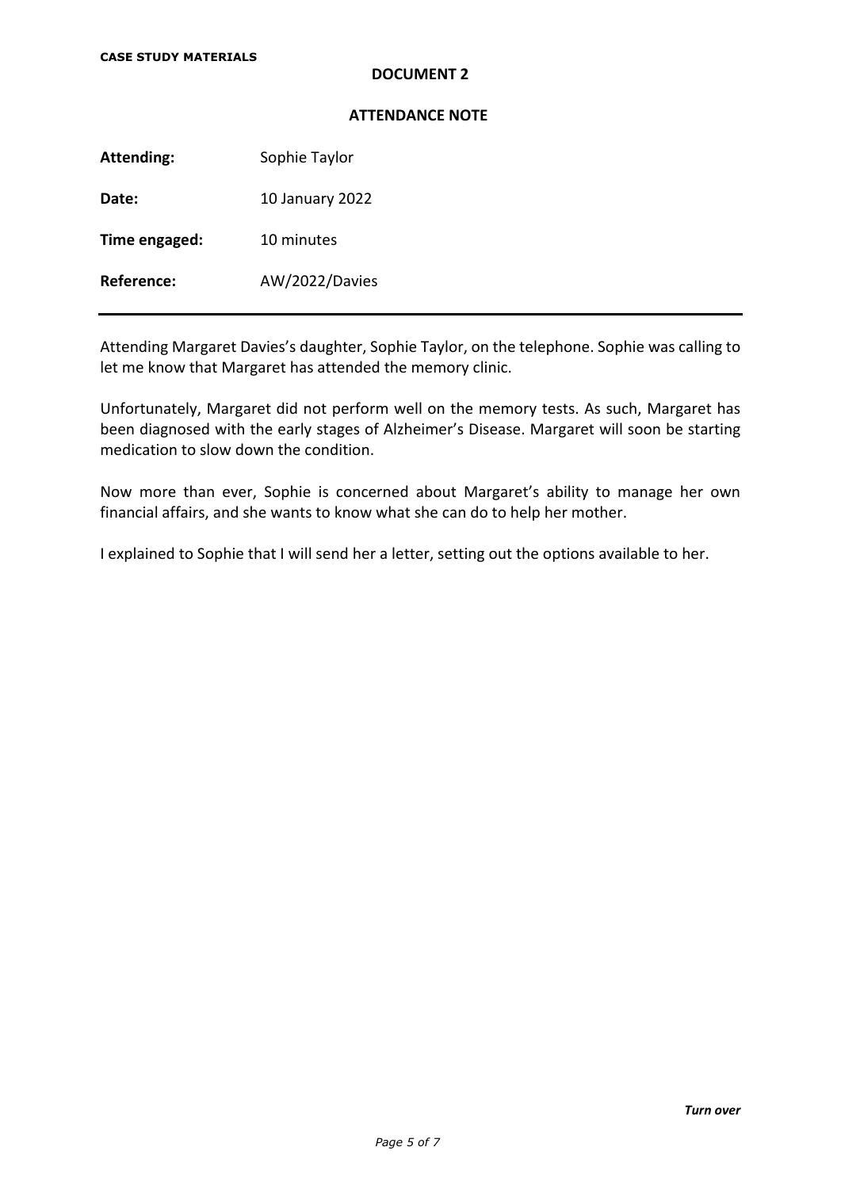**CASE STUDY MATERIALS**

## DOCUMENT 2

## ATTENDANCE NOTE

| | |
|---|---|
| **Attending:** | Sophie Taylor |
| **Date:** | 10 January 2022 |
| **Time engaged:** | 10 minutes |
| **Reference:** | AW/2022/Davies |

---

Attending Margaret Davies's daughter, Sophie Taylor, on the telephone. Sophie was calling to let me know that Margaret has attended the memory clinic.

Unfortunately, Margaret did not perform well on the memory tests. As such, Margaret has been diagnosed with the early stages of Alzheimer's Disease. Margaret will soon be starting medication to slow down the condition.

Now more than ever, Sophie is concerned about Margaret's ability to manage her own financial affairs, and she wants to know what she can do to help her mother.

I explained to Sophie that I will send her a letter, setting out the options available to her.

***Turn over***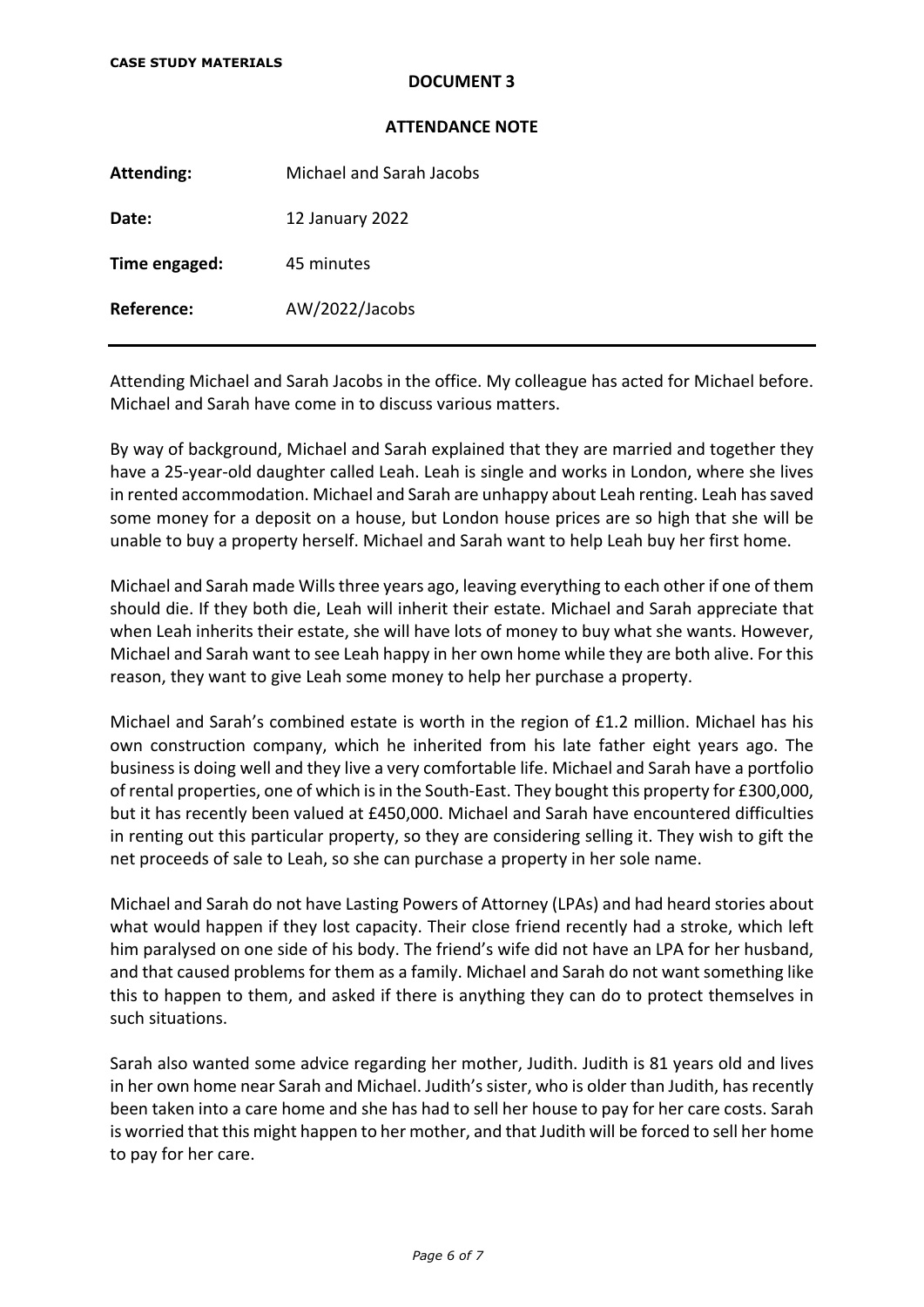**CASE STUDY MATERIALS**

**DOCUMENT 3**

**ATTENDANCE NOTE**

| | |
|---|---|
| **Attending:** | Michael and Sarah Jacobs |
| **Date:** | 12 January 2022 |
| **Time engaged:** | 45 minutes |
| **Reference:** | AW/2022/Jacobs |

---

Attending Michael and Sarah Jacobs in the office. My colleague has acted for Michael before. Michael and Sarah have come in to discuss various matters.

By way of background, Michael and Sarah explained that they are married and together they have a 25-year-old daughter called Leah. Leah is single and works in London, where she lives in rented accommodation. Michael and Sarah are unhappy about Leah renting. Leah has saved some money for a deposit on a house, but London house prices are so high that she will be unable to buy a property herself. Michael and Sarah want to help Leah buy her first home.

Michael and Sarah made Wills three years ago, leaving everything to each other if one of them should die. If they both die, Leah will inherit their estate. Michael and Sarah appreciate that when Leah inherits their estate, she will have lots of money to buy what she wants. However, Michael and Sarah want to see Leah happy in her own home while they are both alive. For this reason, they want to give Leah some money to help her purchase a property.

Michael and Sarah's combined estate is worth in the region of £1.2 million. Michael has his own construction company, which he inherited from his late father eight years ago. The business is doing well and they live a very comfortable life. Michael and Sarah have a portfolio of rental properties, one of which is in the South-East. They bought this property for £300,000, but it has recently been valued at £450,000. Michael and Sarah have encountered difficulties in renting out this particular property, so they are considering selling it. They wish to gift the net proceeds of sale to Leah, so she can purchase a property in her sole name.

Michael and Sarah do not have Lasting Powers of Attorney (LPAs) and had heard stories about what would happen if they lost capacity. Their close friend recently had a stroke, which left him paralysed on one side of his body. The friend's wife did not have an LPA for her husband, and that caused problems for them as a family. Michael and Sarah do not want something like this to happen to them, and asked if there is anything they can do to protect themselves in such situations.

Sarah also wanted some advice regarding her mother, Judith. Judith is 81 years old and lives in her own home near Sarah and Michael. Judith's sister, who is older than Judith, has recently been taken into a care home and she has had to sell her house to pay for her care costs. Sarah is worried that this might happen to her mother, and that Judith will be forced to sell her home to pay for her care.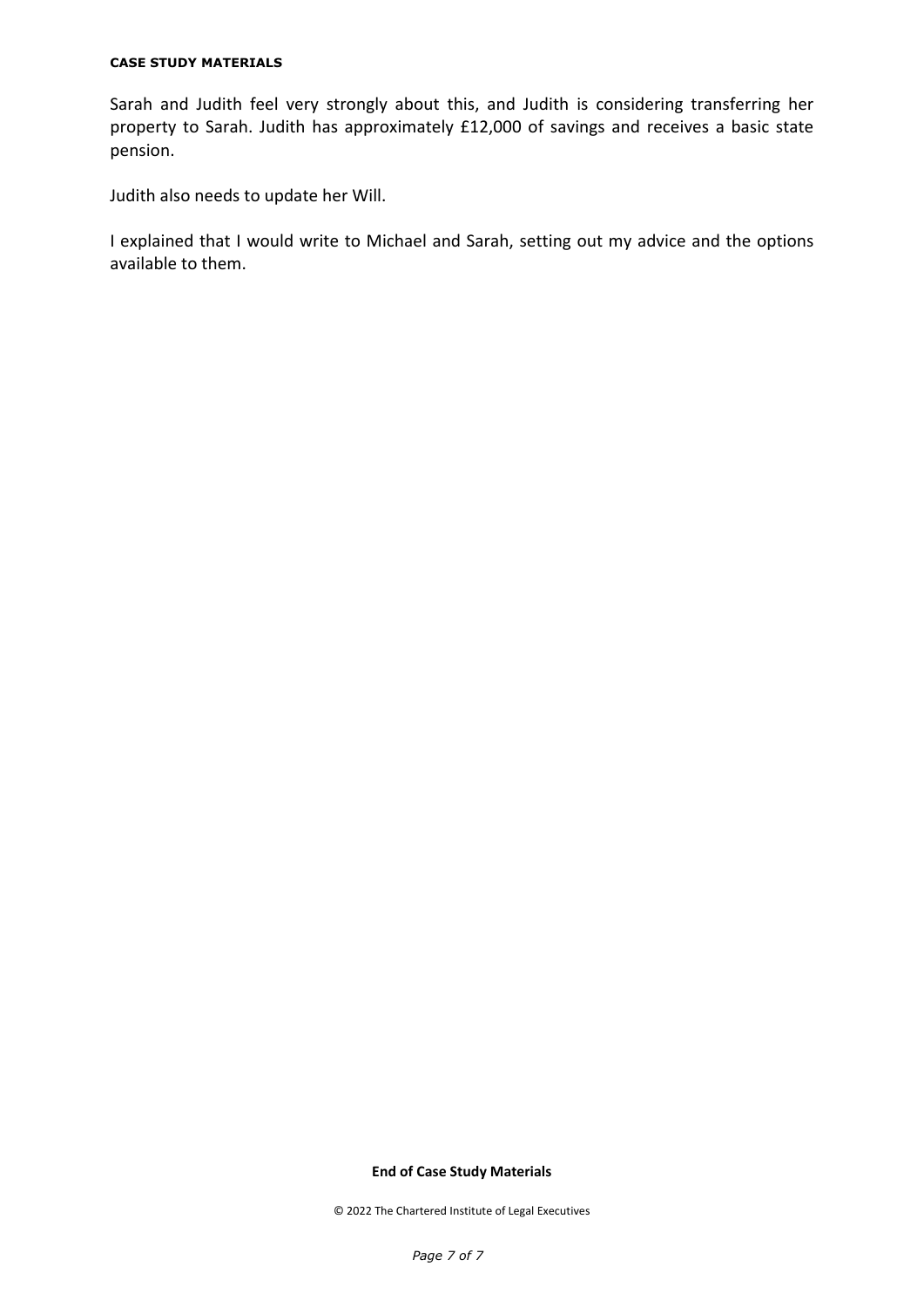Sarah and Judith feel very strongly about this, and Judith is considering transferring her property to Sarah. Judith has approximately £12,000 of savings and receives a basic state pension.

Judith also needs to update her Will.

I explained that I would write to Michael and Sarah, setting out my advice and the options available to them.

**End of Case Study Materials**

© 2022 The Chartered Institute of Legal Executives